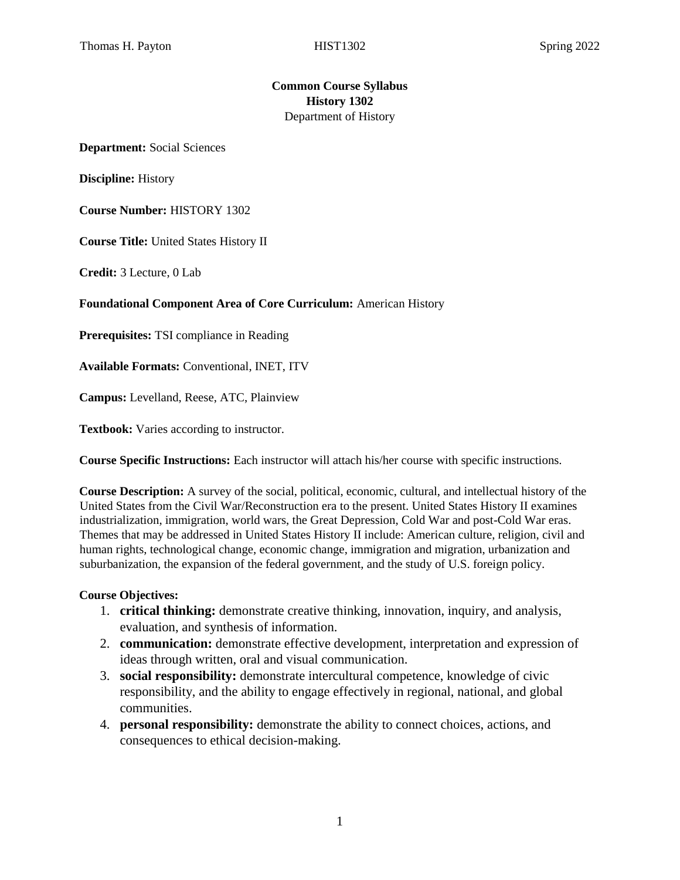**Common Course Syllabus**
**History 1302**
Department of History

**Department:** Social Sciences

**Discipline:** History

**Course Number:** HISTORY 1302

**Course Title:** United States History II

**Credit:** 3 Lecture, 0 Lab

**Foundational Component Area of Core Curriculum:** American History

**Prerequisites:** TSI compliance in Reading

**Available Formats:** Conventional, INET, ITV

**Campus:** Levelland, Reese, ATC, Plainview

**Textbook:** Varies according to instructor.

**Course Specific Instructions:** Each instructor will attach his/her course with specific instructions.

**Course Description:** A survey of the social, political, economic, cultural, and intellectual history of the United States from the Civil War/Reconstruction era to the present. United States History II examines industrialization, immigration, world wars, the Great Depression, Cold War and post-Cold War eras. Themes that may be addressed in United States History II include: American culture, religion, civil and human rights, technological change, economic change, immigration and migration, urbanization and suburbanization, the expansion of the federal government, and the study of U.S. foreign policy.

**Course Objectives:**

1. **critical thinking:** demonstrate creative thinking, innovation, inquiry, and analysis, evaluation, and synthesis of information.
2. **communication:** demonstrate effective development, interpretation and expression of ideas through written, oral and visual communication.
3. **social responsibility:** demonstrate intercultural competence, knowledge of civic responsibility, and the ability to engage effectively in regional, national, and global communities.
4. **personal responsibility:** demonstrate the ability to connect choices, actions, and consequences to ethical decision-making.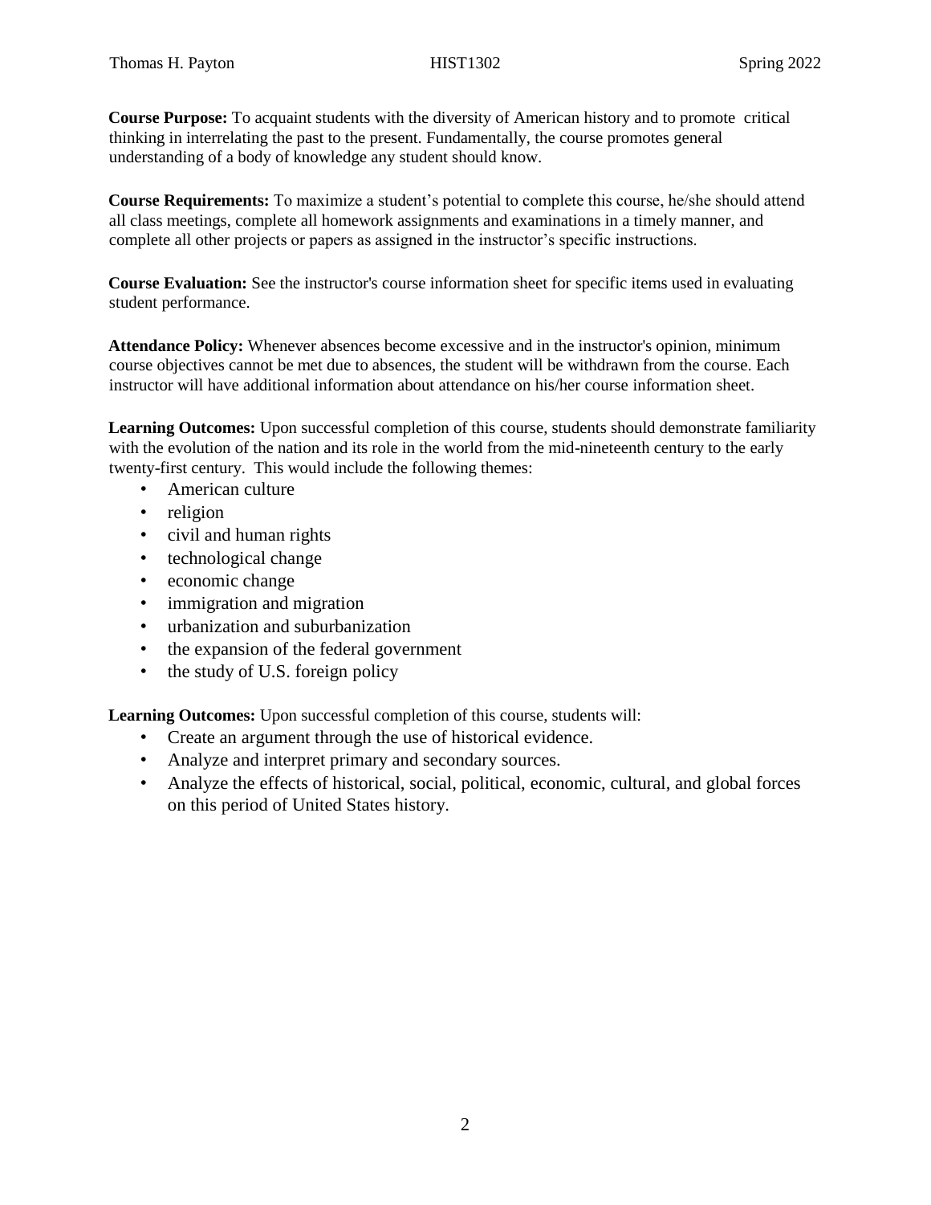**Course Purpose:** To acquaint students with the diversity of American history and to promote critical thinking in interrelating the past to the present. Fundamentally, the course promotes general understanding of a body of knowledge any student should know.

**Course Requirements:** To maximize a student's potential to complete this course, he/she should attend all class meetings, complete all homework assignments and examinations in a timely manner, and complete all other projects or papers as assigned in the instructor's specific instructions.

**Course Evaluation:** See the instructor's course information sheet for specific items used in evaluating student performance.

**Attendance Policy:** Whenever absences become excessive and in the instructor's opinion, minimum course objectives cannot be met due to absences, the student will be withdrawn from the course. Each instructor will have additional information about attendance on his/her course information sheet.

**Learning Outcomes:** Upon successful completion of this course, students should demonstrate familiarity with the evolution of the nation and its role in the world from the mid-nineteenth century to the early twenty-first century. This would include the following themes:

- American culture
- religion
- civil and human rights
- technological change
- economic change
- immigration and migration
- urbanization and suburbanization
- the expansion of the federal government
- the study of U.S. foreign policy

**Learning Outcomes:** Upon successful completion of this course, students will:

- Create an argument through the use of historical evidence.
- Analyze and interpret primary and secondary sources.
- Analyze the effects of historical, social, political, economic, cultural, and global forces on this period of United States history.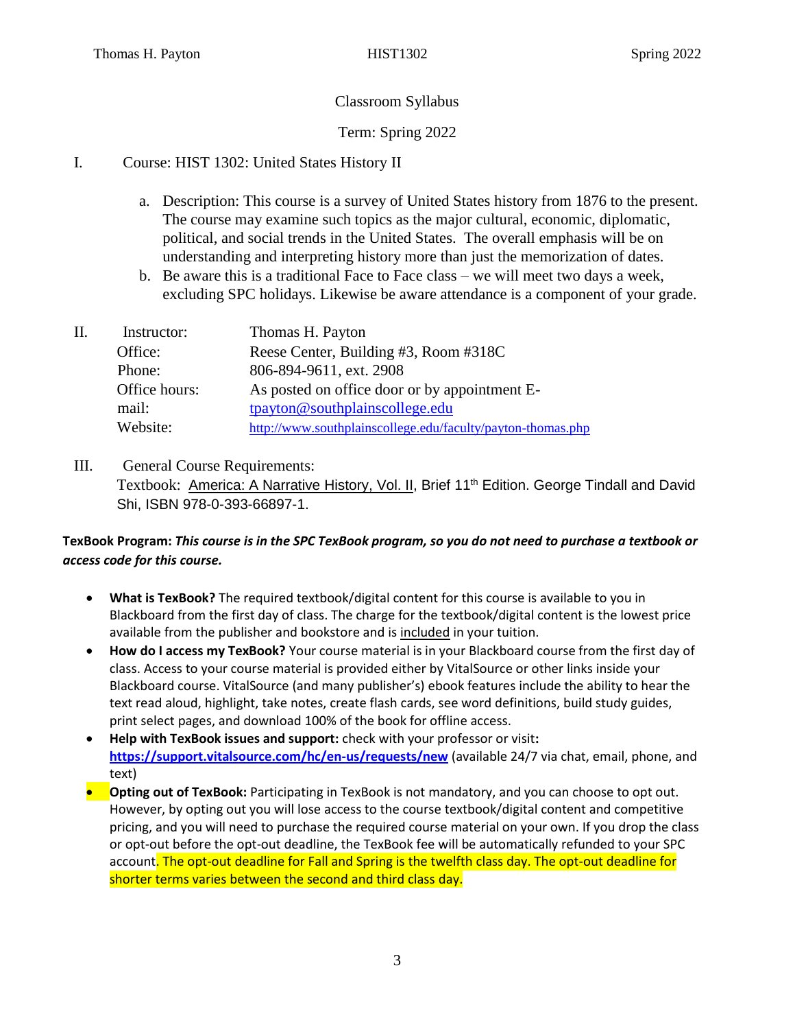Classroom Syllabus

Term: Spring 2022

I. Course: HIST 1302: United States History II

a. Description: This course is a survey of United States history from 1876 to the present. The course may examine such topics as the major cultural, economic, diplomatic, political, and social trends in the United States. The overall emphasis will be on understanding and interpreting history more than just the memorization of dates.

b. Be aware this is a traditional Face to Face class – we will meet two days a week, excluding SPC holidays. Likewise be aware attendance is a component of your grade.

II. Instructor: Thomas H. Payton

Office: Reese Center, Building #3, Room #318C

Phone: 806-894-9611, ext. 2908

Office hours: As posted on office door or by appointment

E-mail: tpayton@southplainscollege.edu

Website: http://www.southplainscollege.edu/faculty/payton-thomas.php

III. General Course Requirements:

Textbook: America: A Narrative History, Vol. II, Brief 11th Edition. George Tindall and David Shi, ISBN 978-0-393-66897-1.

**TexBook Program:** ***This course is in the SPC TexBook program, so you do not need to purchase a textbook or access code for this course.***

- **What is TexBook?** The required textbook/digital content for this course is available to you in Blackboard from the first day of class. The charge for the textbook/digital content is the lowest price available from the publisher and bookstore and is included in your tuition.
- **How do I access my TexBook?** Your course material is in your Blackboard course from the first day of class. Access to your course material is provided either by VitalSource or other links inside your Blackboard course. VitalSource (and many publisher's) ebook features include the ability to hear the text read aloud, highlight, take notes, create flash cards, see word definitions, build study guides, print select pages, and download 100% of the book for offline access.
- **Help with TexBook issues and support:** check with your professor or visit**:** **https://support.vitalsource.com/hc/en-us/requests/new** (available 24/7 via chat, email, phone, and text)
- **Opting out of TexBook:** Participating in TexBook is not mandatory, and you can choose to opt out. However, by opting out you will lose access to the course textbook/digital content and competitive pricing, and you will need to purchase the required course material on your own. If you drop the class or opt-out before the opt-out deadline, the TexBook fee will be automatically refunded to your SPC account. The opt-out deadline for Fall and Spring is the twelfth class day. The opt-out deadline for shorter terms varies between the second and third class day.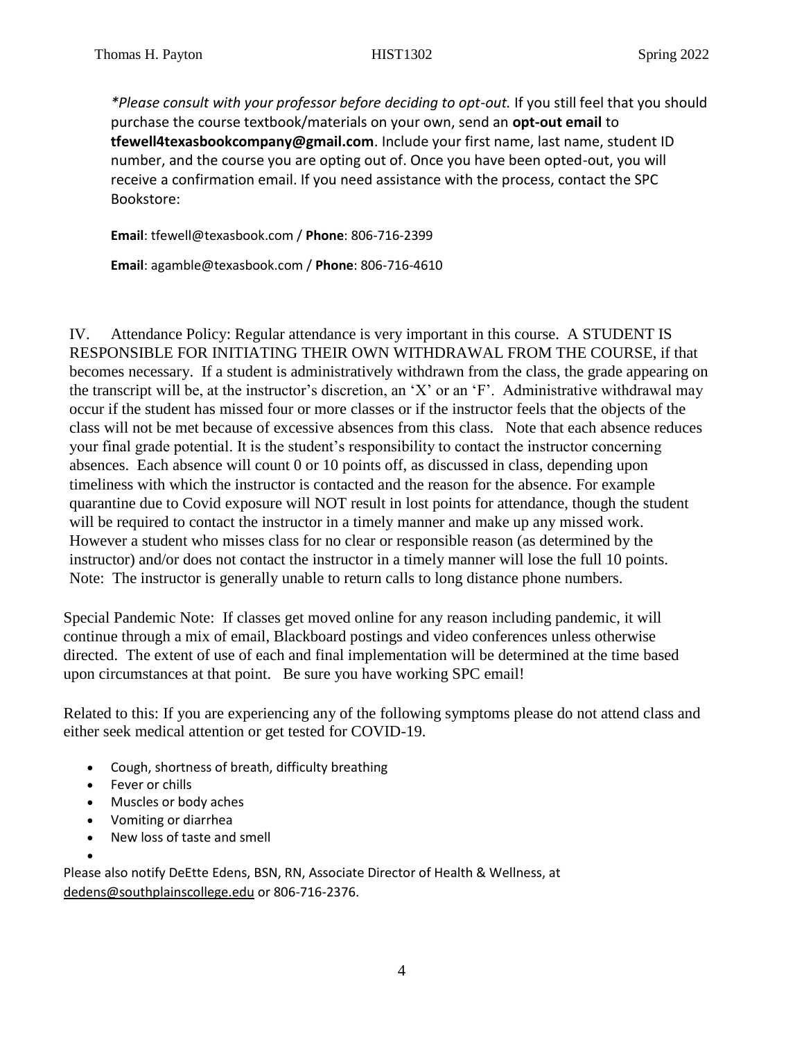*\*Please consult with your professor before deciding to opt-out.* If you still feel that you should purchase the course textbook/materials on your own, send an **opt-out email** to **tfewell4texasbookcompany@gmail.com**. Include your first name, last name, student ID number, and the course you are opting out of. Once you have been opted-out, you will receive a confirmation email. If you need assistance with the process, contact the SPC Bookstore:

**Email**: tfewell@texasbook.com / **Phone**: 806-716-2399

**Email**: agamble@texasbook.com / **Phone**: 806-716-4610

IV. Attendance Policy: Regular attendance is very important in this course. A STUDENT IS RESPONSIBLE FOR INITIATING THEIR OWN WITHDRAWAL FROM THE COURSE, if that becomes necessary. If a student is administratively withdrawn from the class, the grade appearing on the transcript will be, at the instructor's discretion, an 'X' or an 'F'. Administrative withdrawal may occur if the student has missed four or more classes or if the instructor feels that the objects of the class will not be met because of excessive absences from this class. Note that each absence reduces your final grade potential. It is the student's responsibility to contact the instructor concerning absences. Each absence will count 0 or 10 points off, as discussed in class, depending upon timeliness with which the instructor is contacted and the reason for the absence. For example quarantine due to Covid exposure will NOT result in lost points for attendance, though the student will be required to contact the instructor in a timely manner and make up any missed work. However a student who misses class for no clear or responsible reason (as determined by the instructor) and/or does not contact the instructor in a timely manner will lose the full 10 points. Note: The instructor is generally unable to return calls to long distance phone numbers.

Special Pandemic Note: If classes get moved online for any reason including pandemic, it will continue through a mix of email, Blackboard postings and video conferences unless otherwise directed. The extent of use of each and final implementation will be determined at the time based upon circumstances at that point. Be sure you have working SPC email!

Related to this: If you are experiencing any of the following symptoms please do not attend class and either seek medical attention or get tested for COVID-19.

- Cough, shortness of breath, difficulty breathing
- Fever or chills
- Muscles or body aches
- Vomiting or diarrhea
- New loss of taste and smell

Please also notify DeEtte Edens, BSN, RN, Associate Director of Health & Wellness, at dedens@southplainscollege.edu or 806-716-2376.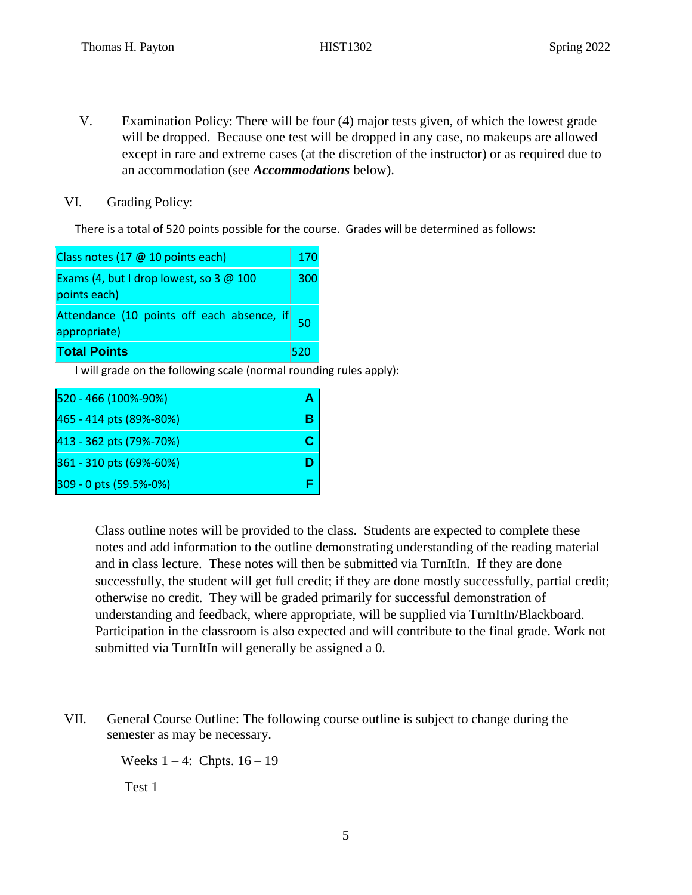V. Examination Policy: There will be four (4) major tests given, of which the lowest grade will be dropped. Because one test will be dropped in any case, no makeups are allowed except in rare and extreme cases (at the discretion of the instructor) or as required due to an accommodation (see ***Accommodations*** below).

VI. Grading Policy:

There is a total of 520 points possible for the course. Grades will be determined as follows:

| | |
|---|---|
| Class notes (17 @ 10 points each) | 170 |
| Exams (4, but I drop lowest, so 3 @ 100 points each) | 300 |
| Attendance (10 points off each absence, if appropriate) | 50 |
| **Total Points** | 520 |

I will grade on the following scale (normal rounding rules apply):

| | |
|---|---|
| 520 - 466 (100%-90%) | **A** |
| 465 - 414 pts (89%-80%) | **B** |
| 413 - 362 pts (79%-70%) | **C** |
| 361 - 310 pts (69%-60%) | **D** |
| 309 - 0 pts (59.5%-0%) | **F** |

Class outline notes will be provided to the class. Students are expected to complete these notes and add information to the outline demonstrating understanding of the reading material and in class lecture. These notes will then be submitted via TurnItIn. If they are done successfully, the student will get full credit; if they are done mostly successfully, partial credit; otherwise no credit. They will be graded primarily for successful demonstration of understanding and feedback, where appropriate, will be supplied via TurnItIn/Blackboard. Participation in the classroom is also expected and will contribute to the final grade. Work not submitted via TurnItIn will generally be assigned a 0.

VII. General Course Outline: The following course outline is subject to change during the semester as may be necessary.

Weeks 1 – 4: Chpts. 16 – 19

Test 1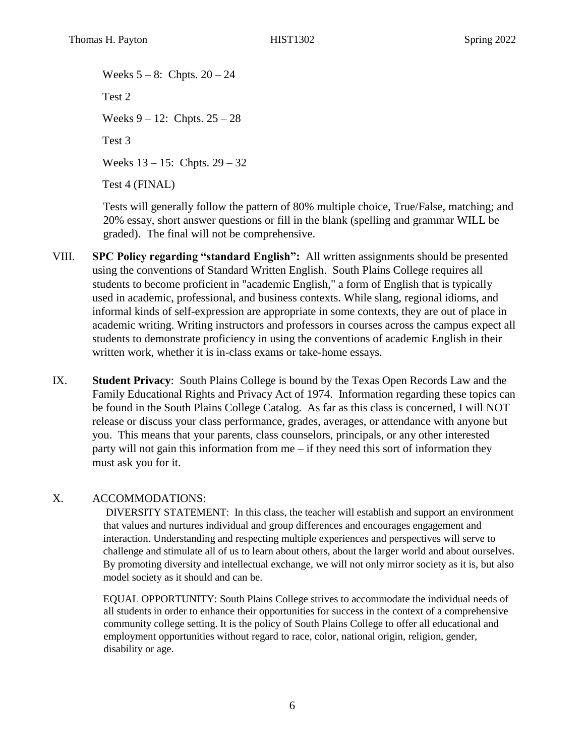Weeks 5 – 8: Chpts. 20 – 24

Test 2

Weeks 9 – 12: Chpts. 25 – 28

Test 3

Weeks 13 – 15: Chpts. 29 – 32

Test 4 (FINAL)

Tests will generally follow the pattern of 80% multiple choice, True/False, matching; and 20% essay, short answer questions or fill in the blank (spelling and grammar WILL be graded). The final will not be comprehensive.

VIII. **SPC Policy regarding "standard English":** All written assignments should be presented using the conventions of Standard Written English. South Plains College requires all students to become proficient in "academic English," a form of English that is typically used in academic, professional, and business contexts. While slang, regional idioms, and informal kinds of self-expression are appropriate in some contexts, they are out of place in academic writing. Writing instructors and professors in courses across the campus expect all students to demonstrate proficiency in using the conventions of academic English in their written work, whether it is in-class exams or take-home essays.

IX. **Student Privacy**: South Plains College is bound by the Texas Open Records Law and the Family Educational Rights and Privacy Act of 1974. Information regarding these topics can be found in the South Plains College Catalog. As far as this class is concerned, I will NOT release or discuss your class performance, grades, averages, or attendance with anyone but you. This means that your parents, class counselors, principals, or any other interested party will not gain this information from me – if they need this sort of information they must ask you for it.

X. ACCOMMODATIONS:

DIVERSITY STATEMENT: In this class, the teacher will establish and support an environment that values and nurtures individual and group differences and encourages engagement and interaction. Understanding and respecting multiple experiences and perspectives will serve to challenge and stimulate all of us to learn about others, about the larger world and about ourselves. By promoting diversity and intellectual exchange, we will not only mirror society as it is, but also model society as it should and can be.

EQUAL OPPORTUNITY: South Plains College strives to accommodate the individual needs of all students in order to enhance their opportunities for success in the context of a comprehensive community college setting. It is the policy of South Plains College to offer all educational and employment opportunities without regard to race, color, national origin, religion, gender, disability or age.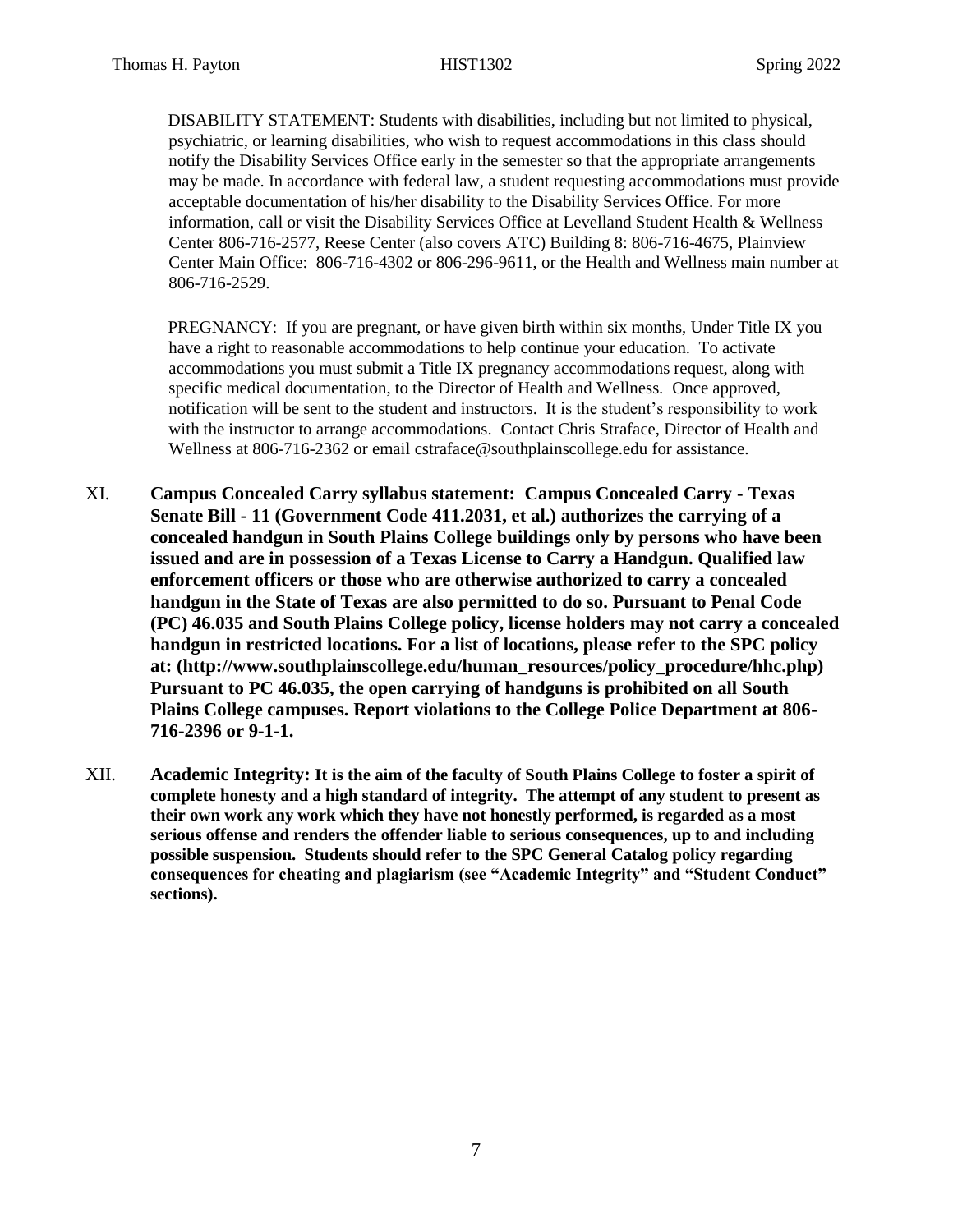DISABILITY STATEMENT: Students with disabilities, including but not limited to physical, psychiatric, or learning disabilities, who wish to request accommodations in this class should notify the Disability Services Office early in the semester so that the appropriate arrangements may be made. In accordance with federal law, a student requesting accommodations must provide acceptable documentation of his/her disability to the Disability Services Office. For more information, call or visit the Disability Services Office at Levelland Student Health & Wellness Center 806-716-2577, Reese Center (also covers ATC) Building 8: 806-716-4675, Plainview Center Main Office: 806-716-4302 or 806-296-9611, or the Health and Wellness main number at 806-716-2529.

PREGNANCY: If you are pregnant, or have given birth within six months, Under Title IX you have a right to reasonable accommodations to help continue your education. To activate accommodations you must submit a Title IX pregnancy accommodations request, along with specific medical documentation, to the Director of Health and Wellness. Once approved, notification will be sent to the student and instructors. It is the student's responsibility to work with the instructor to arrange accommodations. Contact Chris Straface, Director of Health and Wellness at 806-716-2362 or email cstraface@southplainscollege.edu for assistance.

XI. **Campus Concealed Carry syllabus statement: Campus Concealed Carry - Texas Senate Bill - 11 (Government Code 411.2031, et al.) authorizes the carrying of a concealed handgun in South Plains College buildings only by persons who have been issued and are in possession of a Texas License to Carry a Handgun. Qualified law enforcement officers or those who are otherwise authorized to carry a concealed handgun in the State of Texas are also permitted to do so. Pursuant to Penal Code (PC) 46.035 and South Plains College policy, license holders may not carry a concealed handgun in restricted locations. For a list of locations, please refer to the SPC policy at: (http://www.southplainscollege.edu/human_resources/policy_procedure/hhc.php) Pursuant to PC 46.035, the open carrying of handguns is prohibited on all South Plains College campuses. Report violations to the College Police Department at 806-716-2396 or 9-1-1.**

XII. **Academic Integrity: It is the aim of the faculty of South Plains College to foster a spirit of complete honesty and a high standard of integrity. The attempt of any student to present as their own work any work which they have not honestly performed, is regarded as a most serious offense and renders the offender liable to serious consequences, up to and including possible suspension. Students should refer to the SPC General Catalog policy regarding consequences for cheating and plagiarism (see "Academic Integrity" and "Student Conduct" sections).**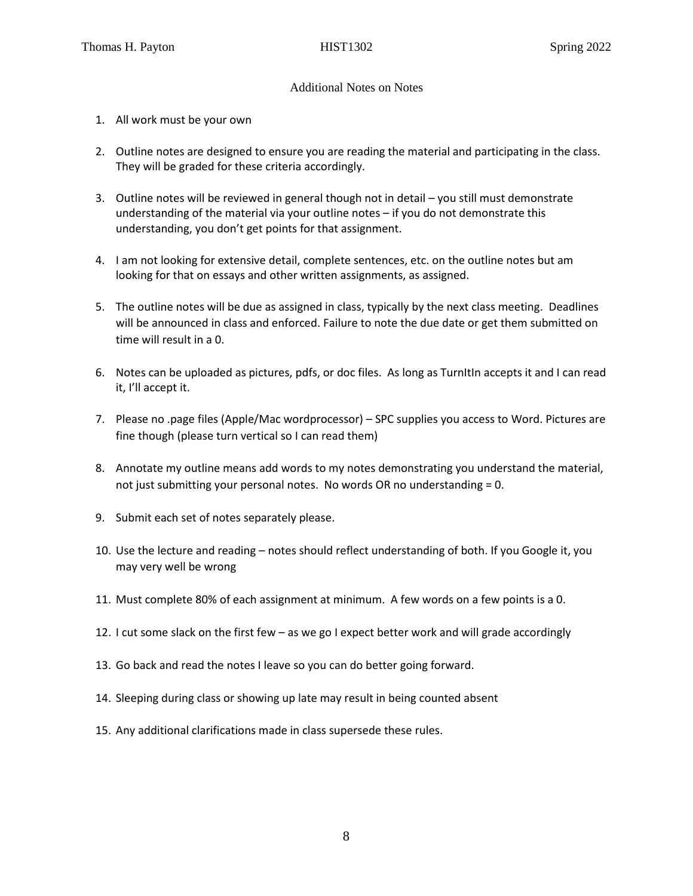## Additional Notes on Notes

1. All work must be your own
2. Outline notes are designed to ensure you are reading the material and participating in the class. They will be graded for these criteria accordingly.
3. Outline notes will be reviewed in general though not in detail – you still must demonstrate understanding of the material via your outline notes – if you do not demonstrate this understanding, you don't get points for that assignment.
4. I am not looking for extensive detail, complete sentences, etc. on the outline notes but am looking for that on essays and other written assignments, as assigned.
5. The outline notes will be due as assigned in class, typically by the next class meeting. Deadlines will be announced in class and enforced. Failure to note the due date or get them submitted on time will result in a 0.
6. Notes can be uploaded as pictures, pdfs, or doc files. As long as TurnItIn accepts it and I can read it, I'll accept it.
7. Please no .page files (Apple/Mac wordprocessor) – SPC supplies you access to Word. Pictures are fine though (please turn vertical so I can read them)
8. Annotate my outline means add words to my notes demonstrating you understand the material, not just submitting your personal notes. No words OR no understanding = 0.
9. Submit each set of notes separately please.
10. Use the lecture and reading – notes should reflect understanding of both. If you Google it, you may very well be wrong
11. Must complete 80% of each assignment at minimum. A few words on a few points is a 0.
12. I cut some slack on the first few – as we go I expect better work and will grade accordingly
13. Go back and read the notes I leave so you can do better going forward.
14. Sleeping during class or showing up late may result in being counted absent
15. Any additional clarifications made in class supersede these rules.